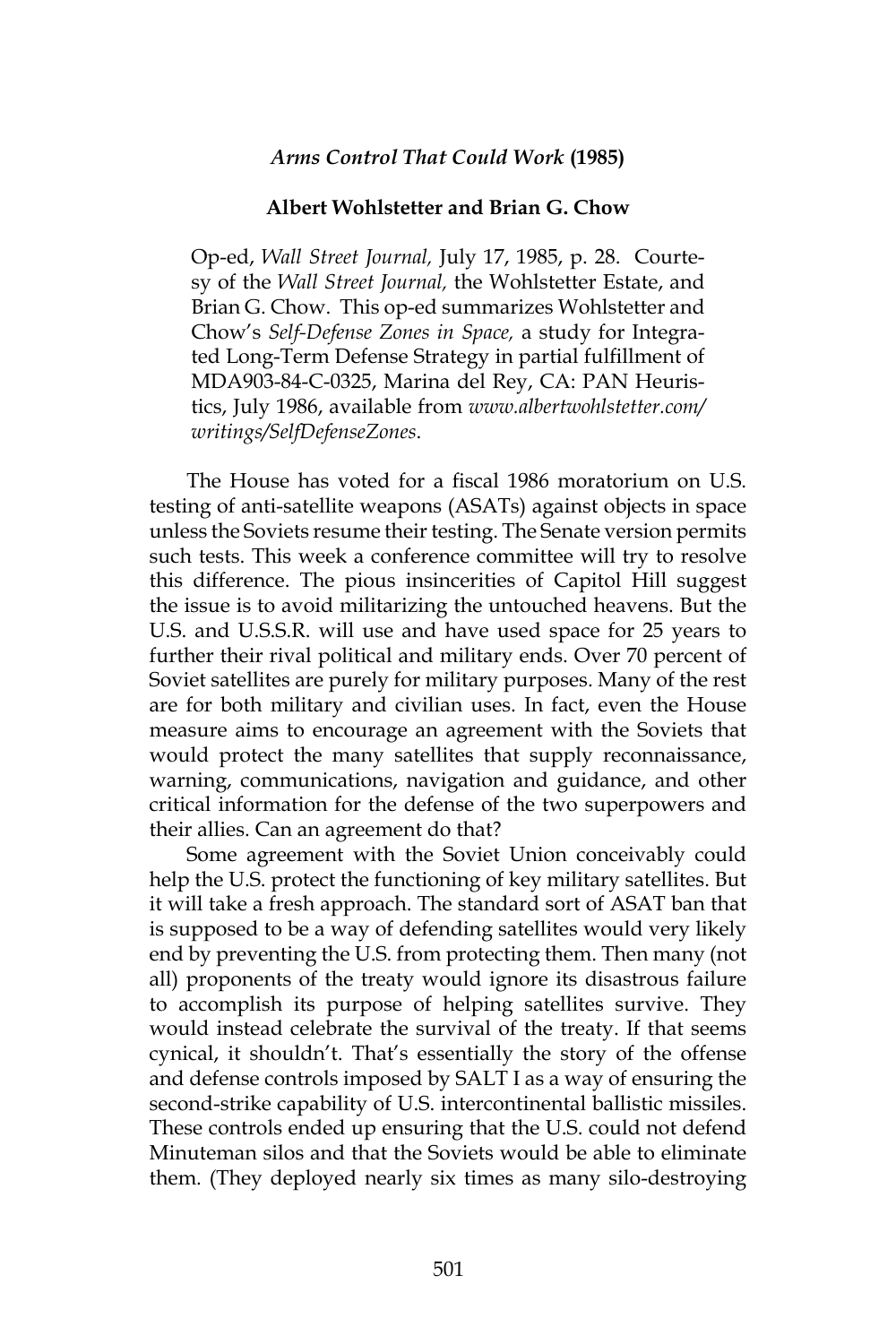# *Arms Control That Could Work* (1985)

**Albert Wohlstetter and Brian G. Chow**

> Op-ed, *Wall Street Journal,* July 17, 1985, p. 28. Courtesy of the *Wall Street Journal,* the Wohlstetter Estate, and Brian G. Chow. This op-ed summarizes Wohlstetter and Chow's *Self-Defense Zones in Space,* a study for Integrated Long-Term Defense Strategy in partial fulfillment of MDA903-84-C-0325, Marina del Rey, CA: PAN Heuristics, July 1986, available from *www.albertwohlstetter.com/writings/SelfDefenseZones*.

The House has voted for a fiscal 1986 moratorium on U.S. testing of anti-satellite weapons (ASATs) against objects in space unless the Soviets resume their testing. The Senate version permits such tests. This week a conference committee will try to resolve this difference. The pious insincerities of Capitol Hill suggest the issue is to avoid militarizing the untouched heavens. But the U.S. and U.S.S.R. will use and have used space for 25 years to further their rival political and military ends. Over 70 percent of Soviet satellites are purely for military purposes. Many of the rest are for both military and civilian uses. In fact, even the House measure aims to encourage an agreement with the Soviets that would protect the many satellites that supply reconnaissance, warning, communications, navigation and guidance, and other critical information for the defense of the two superpowers and their allies. Can an agreement do that?

Some agreement with the Soviet Union conceivably could help the U.S. protect the functioning of key military satellites. But it will take a fresh approach. The standard sort of ASAT ban that is supposed to be a way of defending satellites would very likely end by preventing the U.S. from protecting them. Then many (not all) proponents of the treaty would ignore its disastrous failure to accomplish its purpose of helping satellites survive. They would instead celebrate the survival of the treaty. If that seems cynical, it shouldn't. That's essentially the story of the offense and defense controls imposed by SALT I as a way of ensuring the second-strike capability of U.S. intercontinental ballistic missiles. These controls ended up ensuring that the U.S. could not defend Minuteman silos and that the Soviets would be able to eliminate them. (They deployed nearly six times as many silo-destroying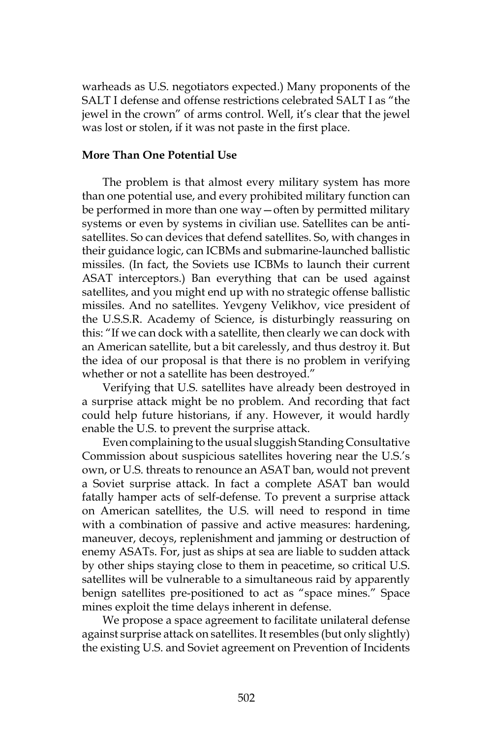warheads as U.S. negotiators expected.) Many proponents of the SALT I defense and offense restrictions celebrated SALT I as "the jewel in the crown" of arms control. Well, it's clear that the jewel was lost or stolen, if it was not paste in the first place.

**More Than One Potential Use**

The problem is that almost every military system has more than one potential use, and every prohibited military function can be performed in more than one way—often by permitted military systems or even by systems in civilian use. Satellites can be anti-satellites. So can devices that defend satellites. So, with changes in their guidance logic, can ICBMs and submarine-launched ballistic missiles. (In fact, the Soviets use ICBMs to launch their current ASAT interceptors.) Ban everything that can be used against satellites, and you might end up with no strategic offense ballistic missiles. And no satellites. Yevgeny Velikhov, vice president of the U.S.S.R. Academy of Science, is disturbingly reassuring on this: "If we can dock with a satellite, then clearly we can dock with an American satellite, but a bit carelessly, and thus destroy it. But the idea of our proposal is that there is no problem in verifying whether or not a satellite has been destroyed."

Verifying that U.S. satellites have already been destroyed in a surprise attack might be no problem. And recording that fact could help future historians, if any. However, it would hardly enable the U.S. to prevent the surprise attack.

Even complaining to the usual sluggish Standing Consultative Commission about suspicious satellites hovering near the U.S.'s own, or U.S. threats to renounce an ASAT ban, would not prevent a Soviet surprise attack. In fact a complete ASAT ban would fatally hamper acts of self-defense. To prevent a surprise attack on American satellites, the U.S. will need to respond in time with a combination of passive and active measures: hardening, maneuver, decoys, replenishment and jamming or destruction of enemy ASATs. For, just as ships at sea are liable to sudden attack by other ships staying close to them in peacetime, so critical U.S. satellites will be vulnerable to a simultaneous raid by apparently benign satellites pre-positioned to act as "space mines." Space mines exploit the time delays inherent in defense.

We propose a space agreement to facilitate unilateral defense against surprise attack on satellites. It resembles (but only slightly) the existing U.S. and Soviet agreement on Prevention of Incidents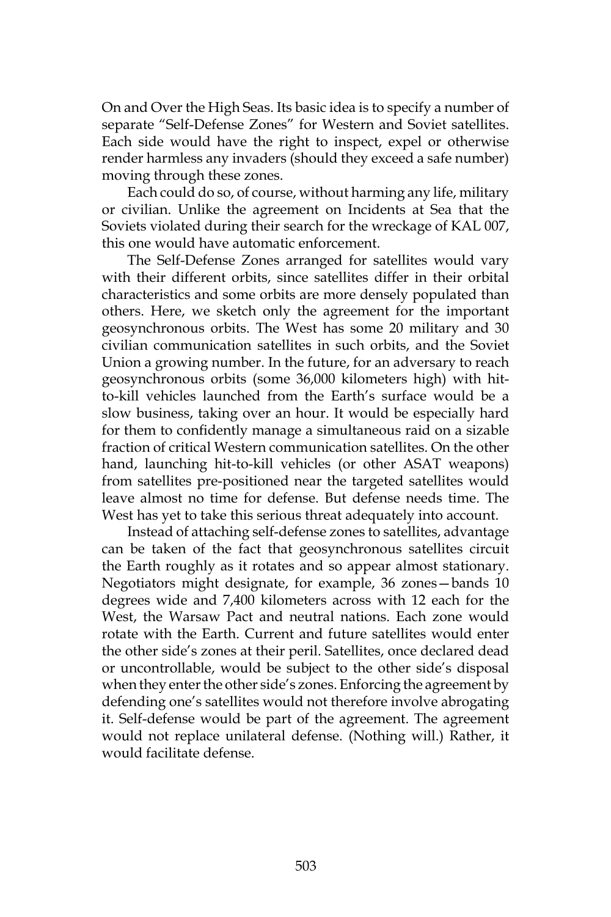On and Over the High Seas. Its basic idea is to specify a number of separate "Self-Defense Zones" for Western and Soviet satellites. Each side would have the right to inspect, expel or otherwise render harmless any invaders (should they exceed a safe number) moving through these zones.

Each could do so, of course, without harming any life, military or civilian. Unlike the agreement on Incidents at Sea that the Soviets violated during their search for the wreckage of KAL 007, this one would have automatic enforcement.

The Self-Defense Zones arranged for satellites would vary with their different orbits, since satellites differ in their orbital characteristics and some orbits are more densely populated than others. Here, we sketch only the agreement for the important geosynchronous orbits. The West has some 20 military and 30 civilian communication satellites in such orbits, and the Soviet Union a growing number. In the future, for an adversary to reach geosynchronous orbits (some 36,000 kilometers high) with hit-to-kill vehicles launched from the Earth's surface would be a slow business, taking over an hour. It would be especially hard for them to confidently manage a simultaneous raid on a sizable fraction of critical Western communication satellites. On the other hand, launching hit-to-kill vehicles (or other ASAT weapons) from satellites pre-positioned near the targeted satellites would leave almost no time for defense. But defense needs time. The West has yet to take this serious threat adequately into account.

Instead of attaching self-defense zones to satellites, advantage can be taken of the fact that geosynchronous satellites circuit the Earth roughly as it rotates and so appear almost stationary. Negotiators might designate, for example, 36 zones—bands 10 degrees wide and 7,400 kilometers across with 12 each for the West, the Warsaw Pact and neutral nations. Each zone would rotate with the Earth. Current and future satellites would enter the other side's zones at their peril. Satellites, once declared dead or uncontrollable, would be subject to the other side's disposal when they enter the other side's zones. Enforcing the agreement by defending one's satellites would not therefore involve abrogating it. Self-defense would be part of the agreement. The agreement would not replace unilateral defense. (Nothing will.) Rather, it would facilitate defense.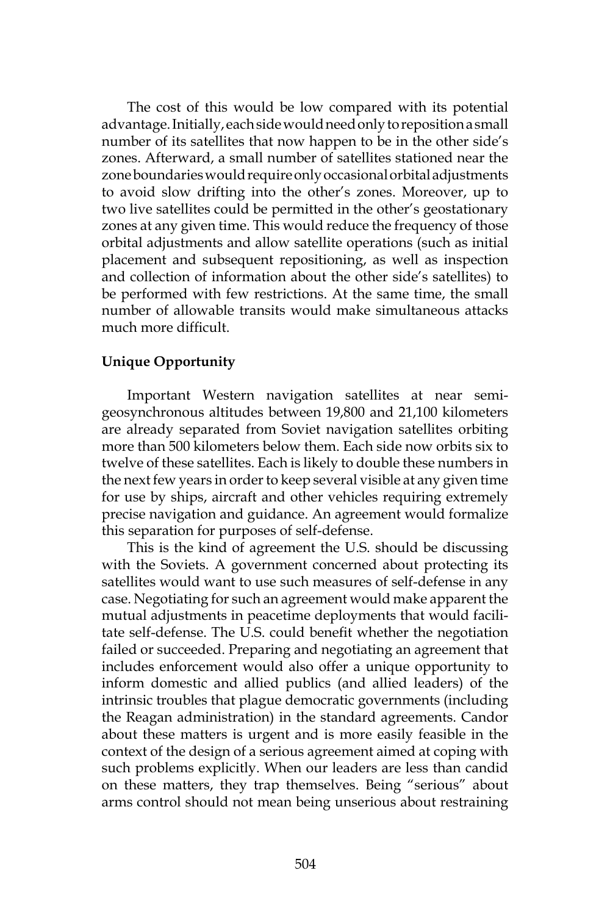The cost of this would be low compared with its potential advantage. Initially, each side would need only to reposition a small number of its satellites that now happen to be in the other side's zones. Afterward, a small number of satellites stationed near the zone boundaries would require only occasional orbital adjustments to avoid slow drifting into the other's zones. Moreover, up to two live satellites could be permitted in the other's geostationary zones at any given time. This would reduce the frequency of those orbital adjustments and allow satellite operations (such as initial placement and subsequent repositioning, as well as inspection and collection of information about the other side's satellites) to be performed with few restrictions. At the same time, the small number of allowable transits would make simultaneous attacks much more difficult.

**Unique Opportunity**

Important Western navigation satellites at near semi-geosynchronous altitudes between 19,800 and 21,100 kilometers are already separated from Soviet navigation satellites orbiting more than 500 kilometers below them. Each side now orbits six to twelve of these satellites. Each is likely to double these numbers in the next few years in order to keep several visible at any given time for use by ships, aircraft and other vehicles requiring extremely precise navigation and guidance. An agreement would formalize this separation for purposes of self-defense.

This is the kind of agreement the U.S. should be discussing with the Soviets. A government concerned about protecting its satellites would want to use such measures of self-defense in any case. Negotiating for such an agreement would make apparent the mutual adjustments in peacetime deployments that would facilitate self-defense. The U.S. could benefit whether the negotiation failed or succeeded. Preparing and negotiating an agreement that includes enforcement would also offer a unique opportunity to inform domestic and allied publics (and allied leaders) of the intrinsic troubles that plague democratic governments (including the Reagan administration) in the standard agreements. Candor about these matters is urgent and is more easily feasible in the context of the design of a serious agreement aimed at coping with such problems explicitly. When our leaders are less than candid on these matters, they trap themselves. Being "serious" about arms control should not mean being unserious about restraining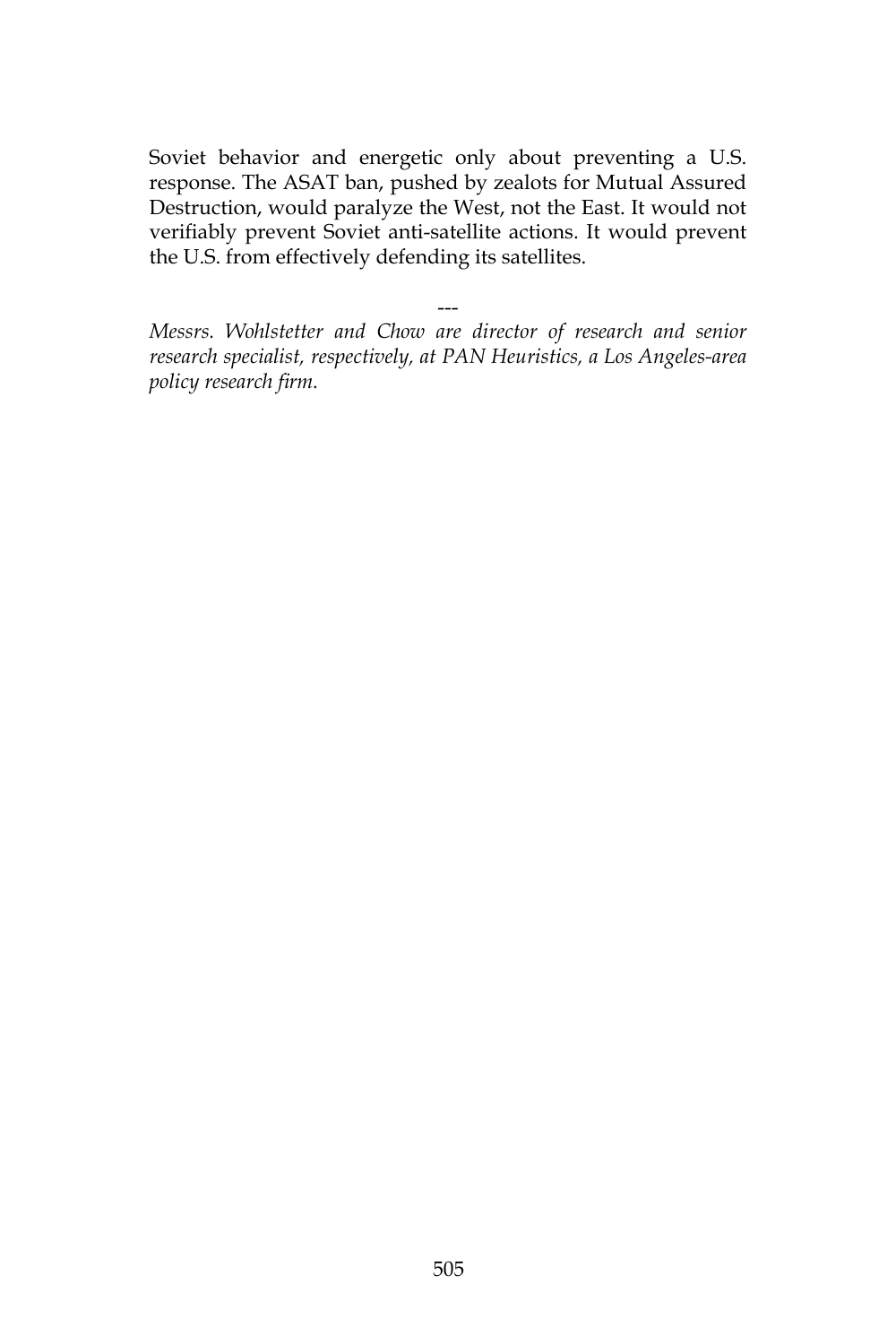Soviet behavior and energetic only about preventing a U.S. response. The ASAT ban, pushed by zealots for Mutual Assured Destruction, would paralyze the West, not the East. It would not verifiably prevent Soviet anti-satellite actions. It would prevent the U.S. from effectively defending its satellites.

---

*Messrs. Wohlstetter and Chow are director of research and senior research specialist, respectively, at PAN Heuristics, a Los Angeles-area policy research firm.*